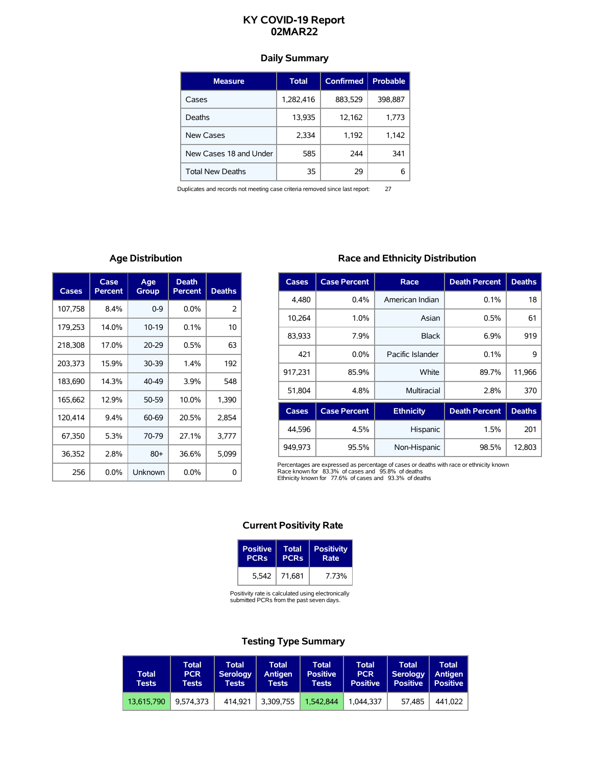# KY COVID-19 Report
# 02MAR22

## Daily Summary

| Measure | Total | Confirmed | Probable |
|---|---|---|---|
| Cases | 1,282,416 | 883,529 | 398,887 |
| Deaths | 13,935 | 12,162 | 1,773 |
| New Cases | 2,334 | 1,192 | 1,142 |
| New Cases 18 and Under | 585 | 244 | 341 |
| Total New Deaths | 35 | 29 | 6 |

Duplicates and records not meeting case criteria removed since last report: 27

## Age Distribution

| Cases | Case Percent | Age Group | Death Percent | Deaths |
|---|---|---|---|---|
| 107,758 | 8.4% | 0-9 | 0.0% | 2 |
| 179,253 | 14.0% | 10-19 | 0.1% | 10 |
| 218,308 | 17.0% | 20-29 | 0.5% | 63 |
| 203,373 | 15.9% | 30-39 | 1.4% | 192 |
| 183,690 | 14.3% | 40-49 | 3.9% | 548 |
| 165,662 | 12.9% | 50-59 | 10.0% | 1,390 |
| 120,414 | 9.4% | 60-69 | 20.5% | 2,854 |
| 67,350 | 5.3% | 70-79 | 27.1% | 3,777 |
| 36,352 | 2.8% | 80+ | 36.6% | 5,099 |
| 256 | 0.0% | Unknown | 0.0% | 0 |

## Race and Ethnicity Distribution

| Cases | Case Percent | Race | Death Percent | Deaths |
|---|---|---|---|---|
| 4,480 | 0.4% | American Indian | 0.1% | 18 |
| 10,264 | 1.0% | Asian | 0.5% | 61 |
| 83,933 | 7.9% | Black | 6.9% | 919 |
| 421 | 0.0% | Pacific Islander | 0.1% | 9 |
| 917,231 | 85.9% | White | 89.7% | 11,966 |
| 51,804 | 4.8% | Multiracial | 2.8% | 370 |

| Cases | Case Percent | Ethnicity | Death Percent | Deaths |
|---|---|---|---|---|
| 44,596 | 4.5% | Hispanic | 1.5% | 201 |
| 949,973 | 95.5% | Non-Hispanic | 98.5% | 12,803 |

Percentages are expressed as percentage of cases or deaths with race or ethnicity known
Race known for 83.3% of cases and 95.8% of deaths
Ethnicity known for 77.6% of cases and 93.3% of deaths

## Current Positivity Rate

| Positive PCRs | Total PCRs | Positivity Rate |
|---|---|---|
| 5,542 | 71,681 | 7.73% |

Positivity rate is calculated using electronically submitted PCRs from the past seven days.

## Testing Type Summary

| Total Tests | Total PCR Tests | Total Serology Tests | Total Antigen Tests | Total Positive Tests | Total PCR Positive | Total Serology Positive | Total Antigen Positive |
|---|---|---|---|---|---|---|---|
| 13,615,790 | 9,574,373 | 414,921 | 3,309,755 | 1,542,844 | 1,044,337 | 57,485 | 441,022 |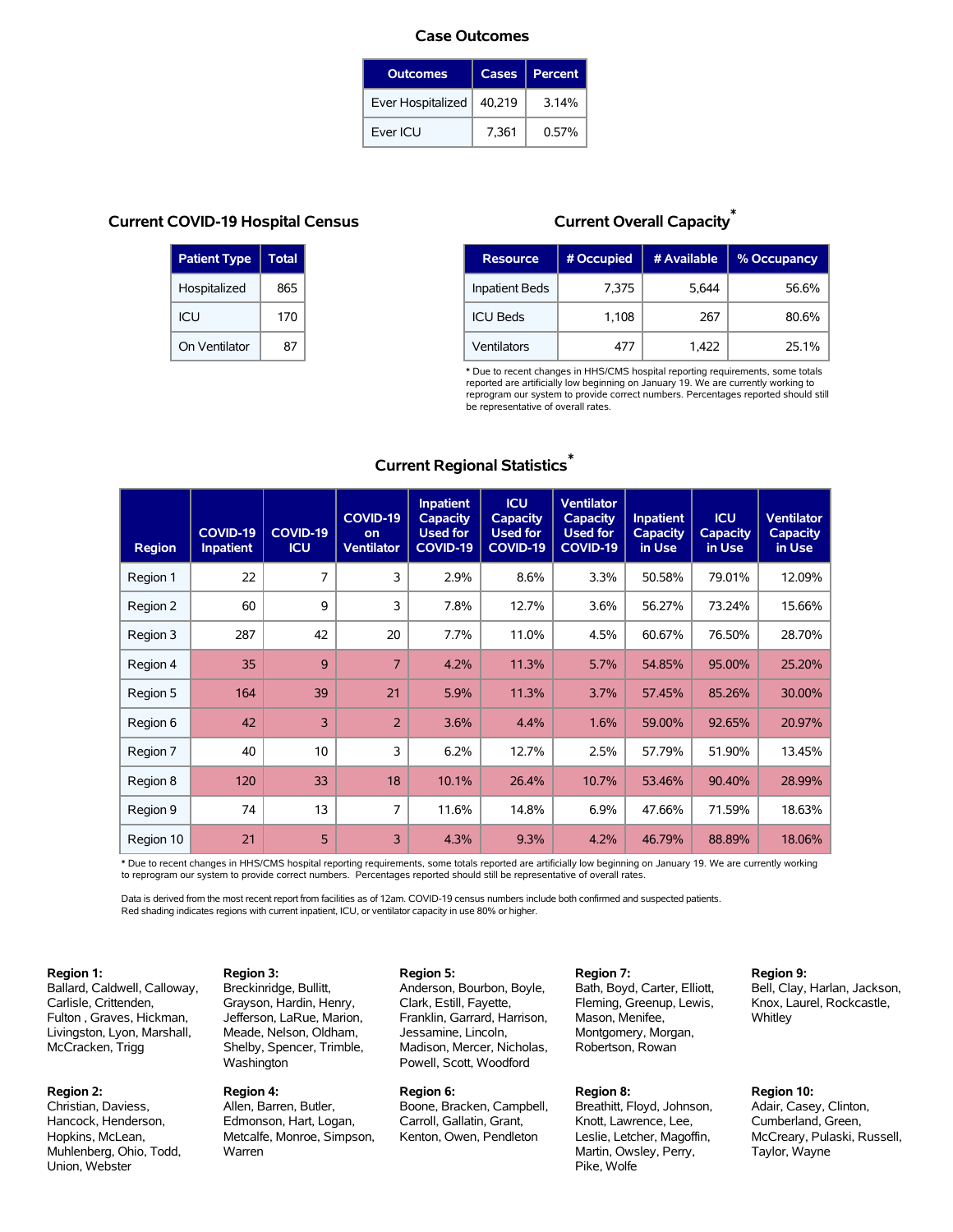## Case Outcomes

| Outcomes | Cases | Percent |
|---|---|---|
| Ever Hospitalized | 40,219 | 3.14% |
| Ever ICU | 7,361 | 0.57% |

## Current COVID-19 Hospital Census

| Patient Type | Total |
|---|---|
| Hospitalized | 865 |
| ICU | 170 |
| On Ventilator | 87 |

## Current Overall Capacity*

| Resource | # Occupied | # Available | % Occupancy |
|---|---|---|---|
| Inpatient Beds | 7,375 | 5,644 | 56.6% |
| ICU Beds | 1,108 | 267 | 80.6% |
| Ventilators | 477 | 1,422 | 25.1% |

* Due to recent changes in HHS/CMS hospital reporting requirements, some totals reported are artificially low beginning on January 19. We are currently working to reprogram our system to provide correct numbers. Percentages reported should still be representative of overall rates.

## Current Regional Statistics*

| Region | COVID-19 Inpatient | COVID-19 ICU | COVID-19 on Ventilator | Inpatient Capacity Used for COVID-19 | ICU Capacity Used for COVID-19 | Ventilator Capacity Used for COVID-19 | Inpatient Capacity in Use | ICU Capacity in Use | Ventilator Capacity in Use |
|---|---|---|---|---|---|---|---|---|---|
| Region 1 | 22 | 7 | 3 | 2.9% | 8.6% | 3.3% | 50.58% | 79.01% | 12.09% |
| Region 2 | 60 | 9 | 3 | 7.8% | 12.7% | 3.6% | 56.27% | 73.24% | 15.66% |
| Region 3 | 287 | 42 | 20 | 7.7% | 11.0% | 4.5% | 60.67% | 76.50% | 28.70% |
| Region 4 | 35 | 9 | 7 | 4.2% | 11.3% | 5.7% | 54.85% | 95.00% | 25.20% |
| Region 5 | 164 | 39 | 21 | 5.9% | 11.3% | 3.7% | 57.45% | 85.26% | 30.00% |
| Region 6 | 42 | 3 | 2 | 3.6% | 4.4% | 1.6% | 59.00% | 92.65% | 20.97% |
| Region 7 | 40 | 10 | 3 | 6.2% | 12.7% | 2.5% | 57.79% | 51.90% | 13.45% |
| Region 8 | 120 | 33 | 18 | 10.1% | 26.4% | 10.7% | 53.46% | 90.40% | 28.99% |
| Region 9 | 74 | 13 | 7 | 11.6% | 14.8% | 6.9% | 47.66% | 71.59% | 18.63% |
| Region 10 | 21 | 5 | 3 | 4.3% | 9.3% | 4.2% | 46.79% | 88.89% | 18.06% |

* Due to recent changes in HHS/CMS hospital reporting requirements, some totals reported are artificially low beginning on January 19. We are currently working to reprogram our system to provide correct numbers. Percentages reported should still be representative of overall rates.

Data is derived from the most recent report from facilities as of 12am. COVID-19 census numbers include both confirmed and suspected patients.
Red shading indicates regions with current inpatient, ICU, or ventilator capacity in use 80% or higher.

**Region 1:**
Ballard, Caldwell, Calloway, Carlisle, Crittenden, Fulton , Graves, Hickman, Livingston, Lyon, Marshall, McCracken, Trigg

**Region 2:**
Christian, Daviess, Hancock, Henderson, Hopkins, McLean, Muhlenberg, Ohio, Todd, Union, Webster

**Region 3:**
Breckinridge, Bullitt, Grayson, Hardin, Henry, Jefferson, LaRue, Marion, Meade, Nelson, Oldham, Shelby, Spencer, Trimble, Washington

**Region 4:**
Allen, Barren, Butler, Edmonson, Hart, Logan, Metcalfe, Monroe, Simpson, Warren

**Region 5:**
Anderson, Bourbon, Boyle, Clark, Estill, Fayette, Franklin, Garrard, Harrison, Jessamine, Lincoln, Madison, Mercer, Nicholas, Powell, Scott, Woodford

**Region 6:**
Boone, Bracken, Campbell, Carroll, Gallatin, Grant, Kenton, Owen, Pendleton

**Region 7:**
Bath, Boyd, Carter, Elliott, Fleming, Greenup, Lewis, Mason, Menifee, Montgomery, Morgan, Robertson, Rowan

**Region 8:**
Breathitt, Floyd, Johnson, Knott, Lawrence, Lee, Leslie, Letcher, Magoffin, Martin, Owsley, Perry, Pike, Wolfe

**Region 9:**
Bell, Clay, Harlan, Jackson, Knox, Laurel, Rockcastle, Whitley

**Region 10:**
Adair, Casey, Clinton, Cumberland, Green, McCreary, Pulaski, Russell, Taylor, Wayne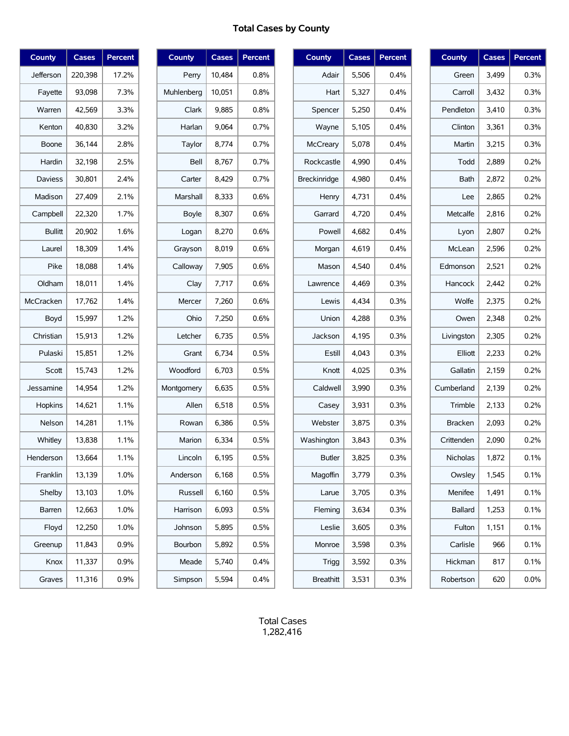# Total Cases by County

| County | Cases | Percent |
|---|---|---|
| Jefferson | 220,398 | 17.2% |
| Fayette | 93,098 | 7.3% |
| Warren | 42,569 | 3.3% |
| Kenton | 40,830 | 3.2% |
| Boone | 36,144 | 2.8% |
| Hardin | 32,198 | 2.5% |
| Daviess | 30,801 | 2.4% |
| Madison | 27,409 | 2.1% |
| Campbell | 22,320 | 1.7% |
| Bullitt | 20,902 | 1.6% |
| Laurel | 18,309 | 1.4% |
| Pike | 18,088 | 1.4% |
| Oldham | 18,011 | 1.4% |
| McCracken | 17,762 | 1.4% |
| Boyd | 15,997 | 1.2% |
| Christian | 15,913 | 1.2% |
| Pulaski | 15,851 | 1.2% |
| Scott | 15,743 | 1.2% |
| Jessamine | 14,954 | 1.2% |
| Hopkins | 14,621 | 1.1% |
| Nelson | 14,281 | 1.1% |
| Whitley | 13,838 | 1.1% |
| Henderson | 13,664 | 1.1% |
| Franklin | 13,139 | 1.0% |
| Shelby | 13,103 | 1.0% |
| Barren | 12,663 | 1.0% |
| Floyd | 12,250 | 1.0% |
| Greenup | 11,843 | 0.9% |
| Knox | 11,337 | 0.9% |
| Graves | 11,316 | 0.9% |
| Perry | 10,484 | 0.8% |
| Muhlenberg | 10,051 | 0.8% |
| Clark | 9,885 | 0.8% |
| Harlan | 9,064 | 0.7% |
| Taylor | 8,774 | 0.7% |
| Bell | 8,767 | 0.7% |
| Carter | 8,429 | 0.7% |
| Marshall | 8,333 | 0.6% |
| Boyle | 8,307 | 0.6% |
| Logan | 8,270 | 0.6% |
| Grayson | 8,019 | 0.6% |
| Calloway | 7,905 | 0.6% |
| Clay | 7,717 | 0.6% |
| Mercer | 7,260 | 0.6% |
| Ohio | 7,250 | 0.6% |
| Letcher | 6,735 | 0.5% |
| Grant | 6,734 | 0.5% |
| Woodford | 6,703 | 0.5% |
| Montgomery | 6,635 | 0.5% |
| Allen | 6,518 | 0.5% |
| Rowan | 6,386 | 0.5% |
| Marion | 6,334 | 0.5% |
| Lincoln | 6,195 | 0.5% |
| Anderson | 6,168 | 0.5% |
| Russell | 6,160 | 0.5% |
| Harrison | 6,093 | 0.5% |
| Johnson | 5,895 | 0.5% |
| Bourbon | 5,892 | 0.5% |
| Meade | 5,740 | 0.4% |
| Simpson | 5,594 | 0.4% |
| Adair | 5,506 | 0.4% |
| Hart | 5,327 | 0.4% |
| Spencer | 5,250 | 0.4% |
| Wayne | 5,105 | 0.4% |
| McCreary | 5,078 | 0.4% |
| Rockcastle | 4,990 | 0.4% |
| Breckinridge | 4,980 | 0.4% |
| Henry | 4,731 | 0.4% |
| Garrard | 4,720 | 0.4% |
| Powell | 4,682 | 0.4% |
| Morgan | 4,619 | 0.4% |
| Mason | 4,540 | 0.4% |
| Lawrence | 4,469 | 0.3% |
| Lewis | 4,434 | 0.3% |
| Union | 4,288 | 0.3% |
| Jackson | 4,195 | 0.3% |
| Estill | 4,043 | 0.3% |
| Knott | 4,025 | 0.3% |
| Caldwell | 3,990 | 0.3% |
| Casey | 3,931 | 0.3% |
| Webster | 3,875 | 0.3% |
| Washington | 3,843 | 0.3% |
| Butler | 3,825 | 0.3% |
| Magoffin | 3,779 | 0.3% |
| Larue | 3,705 | 0.3% |
| Fleming | 3,634 | 0.3% |
| Leslie | 3,605 | 0.3% |
| Monroe | 3,598 | 0.3% |
| Trigg | 3,592 | 0.3% |
| Breathitt | 3,531 | 0.3% |
| Green | 3,499 | 0.3% |
| Carroll | 3,432 | 0.3% |
| Pendleton | 3,410 | 0.3% |
| Clinton | 3,361 | 0.3% |
| Martin | 3,215 | 0.3% |
| Todd | 2,889 | 0.2% |
| Bath | 2,872 | 0.2% |
| Lee | 2,865 | 0.2% |
| Metcalfe | 2,816 | 0.2% |
| Lyon | 2,807 | 0.2% |
| McLean | 2,596 | 0.2% |
| Edmonson | 2,521 | 0.2% |
| Hancock | 2,442 | 0.2% |
| Wolfe | 2,375 | 0.2% |
| Owen | 2,348 | 0.2% |
| Livingston | 2,305 | 0.2% |
| Elliott | 2,233 | 0.2% |
| Gallatin | 2,159 | 0.2% |
| Cumberland | 2,139 | 0.2% |
| Trimble | 2,133 | 0.2% |
| Bracken | 2,093 | 0.2% |
| Crittenden | 2,090 | 0.2% |
| Nicholas | 1,872 | 0.1% |
| Owsley | 1,545 | 0.1% |
| Menifee | 1,491 | 0.1% |
| Ballard | 1,253 | 0.1% |
| Fulton | 1,151 | 0.1% |
| Carlisle | 966 | 0.1% |
| Hickman | 817 | 0.1% |
| Robertson | 620 | 0.0% |

Total Cases
1,282,416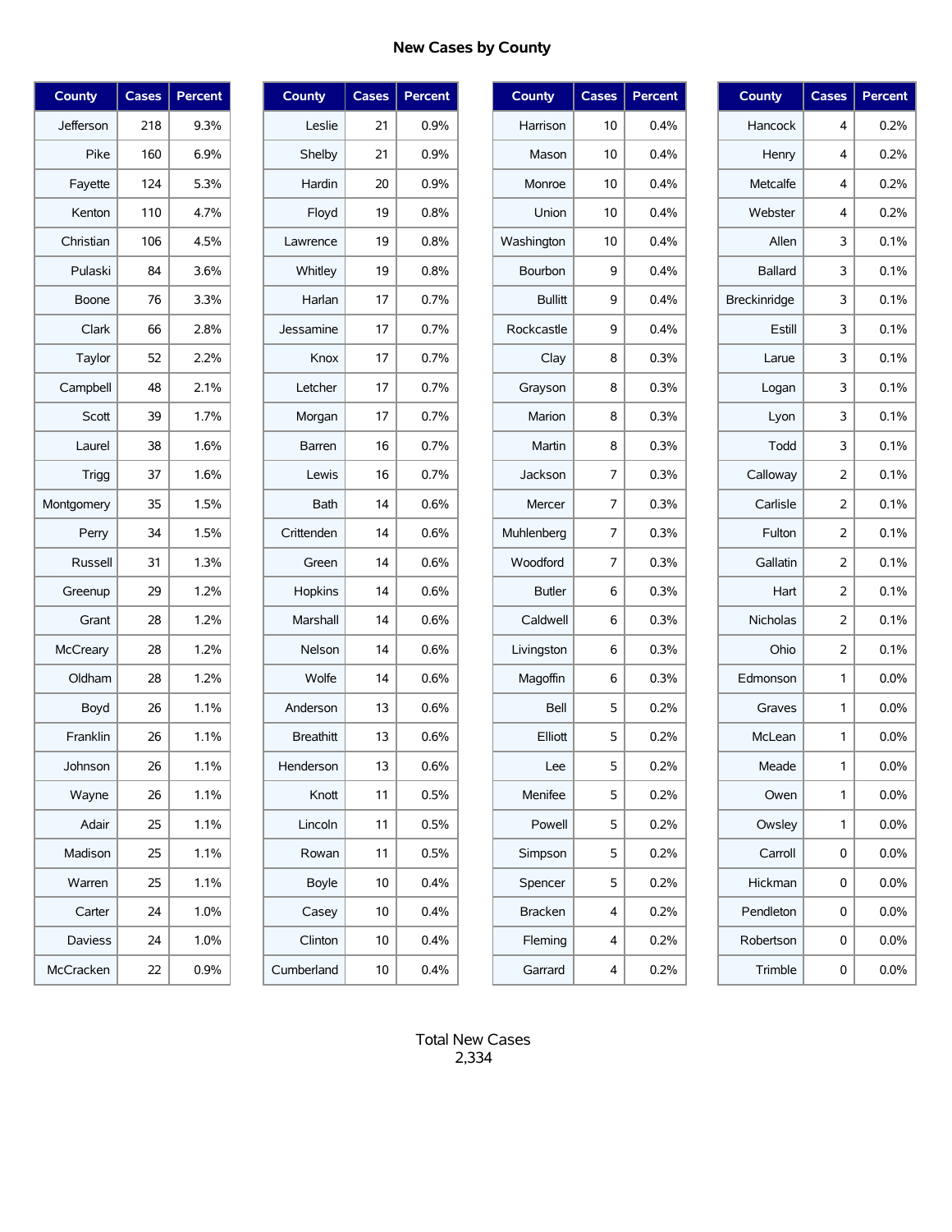# New Cases by County

| County | Cases | Percent |
|---|---|---|
| Jefferson | 218 | 9.3% |
| Pike | 160 | 6.9% |
| Fayette | 124 | 5.3% |
| Kenton | 110 | 4.7% |
| Christian | 106 | 4.5% |
| Pulaski | 84 | 3.6% |
| Boone | 76 | 3.3% |
| Clark | 66 | 2.8% |
| Taylor | 52 | 2.2% |
| Campbell | 48 | 2.1% |
| Scott | 39 | 1.7% |
| Laurel | 38 | 1.6% |
| Trigg | 37 | 1.6% |
| Montgomery | 35 | 1.5% |
| Perry | 34 | 1.5% |
| Russell | 31 | 1.3% |
| Greenup | 29 | 1.2% |
| Grant | 28 | 1.2% |
| McCreary | 28 | 1.2% |
| Oldham | 28 | 1.2% |
| Boyd | 26 | 1.1% |
| Franklin | 26 | 1.1% |
| Johnson | 26 | 1.1% |
| Wayne | 26 | 1.1% |
| Adair | 25 | 1.1% |
| Madison | 25 | 1.1% |
| Warren | 25 | 1.1% |
| Carter | 24 | 1.0% |
| Daviess | 24 | 1.0% |
| McCracken | 22 | 0.9% |

| County | Cases | Percent |
|---|---|---|
| Leslie | 21 | 0.9% |
| Shelby | 21 | 0.9% |
| Hardin | 20 | 0.9% |
| Floyd | 19 | 0.8% |
| Lawrence | 19 | 0.8% |
| Whitley | 19 | 0.8% |
| Harlan | 17 | 0.7% |
| Jessamine | 17 | 0.7% |
| Knox | 17 | 0.7% |
| Letcher | 17 | 0.7% |
| Morgan | 17 | 0.7% |
| Barren | 16 | 0.7% |
| Lewis | 16 | 0.7% |
| Bath | 14 | 0.6% |
| Crittenden | 14 | 0.6% |
| Green | 14 | 0.6% |
| Hopkins | 14 | 0.6% |
| Marshall | 14 | 0.6% |
| Nelson | 14 | 0.6% |
| Wolfe | 14 | 0.6% |
| Anderson | 13 | 0.6% |
| Breathitt | 13 | 0.6% |
| Henderson | 13 | 0.6% |
| Knott | 11 | 0.5% |
| Lincoln | 11 | 0.5% |
| Rowan | 11 | 0.5% |
| Boyle | 10 | 0.4% |
| Casey | 10 | 0.4% |
| Clinton | 10 | 0.4% |
| Cumberland | 10 | 0.4% |

| County | Cases | Percent |
|---|---|---|
| Harrison | 10 | 0.4% |
| Mason | 10 | 0.4% |
| Monroe | 10 | 0.4% |
| Union | 10 | 0.4% |
| Washington | 10 | 0.4% |
| Bourbon | 9 | 0.4% |
| Bullitt | 9 | 0.4% |
| Rockcastle | 9 | 0.4% |
| Clay | 8 | 0.3% |
| Grayson | 8 | 0.3% |
| Marion | 8 | 0.3% |
| Martin | 8 | 0.3% |
| Jackson | 7 | 0.3% |
| Mercer | 7 | 0.3% |
| Muhlenberg | 7 | 0.3% |
| Woodford | 7 | 0.3% |
| Butler | 6 | 0.3% |
| Caldwell | 6 | 0.3% |
| Livingston | 6 | 0.3% |
| Magoffin | 6 | 0.3% |
| Bell | 5 | 0.2% |
| Elliott | 5 | 0.2% |
| Lee | 5 | 0.2% |
| Menifee | 5 | 0.2% |
| Powell | 5 | 0.2% |
| Simpson | 5 | 0.2% |
| Spencer | 5 | 0.2% |
| Bracken | 4 | 0.2% |
| Fleming | 4 | 0.2% |
| Garrard | 4 | 0.2% |

| County | Cases | Percent |
|---|---|---|
| Hancock | 4 | 0.2% |
| Henry | 4 | 0.2% |
| Metcalfe | 4 | 0.2% |
| Webster | 4 | 0.2% |
| Allen | 3 | 0.1% |
| Ballard | 3 | 0.1% |
| Breckinridge | 3 | 0.1% |
| Estill | 3 | 0.1% |
| Larue | 3 | 0.1% |
| Logan | 3 | 0.1% |
| Lyon | 3 | 0.1% |
| Todd | 3 | 0.1% |
| Calloway | 2 | 0.1% |
| Carlisle | 2 | 0.1% |
| Fulton | 2 | 0.1% |
| Gallatin | 2 | 0.1% |
| Hart | 2 | 0.1% |
| Nicholas | 2 | 0.1% |
| Ohio | 2 | 0.1% |
| Edmonson | 1 | 0.0% |
| Graves | 1 | 0.0% |
| McLean | 1 | 0.0% |
| Meade | 1 | 0.0% |
| Owen | 1 | 0.0% |
| Owsley | 1 | 0.0% |
| Carroll | 0 | 0.0% |
| Hickman | 0 | 0.0% |
| Pendleton | 0 | 0.0% |
| Robertson | 0 | 0.0% |
| Trimble | 0 | 0.0% |

Total New Cases
2,334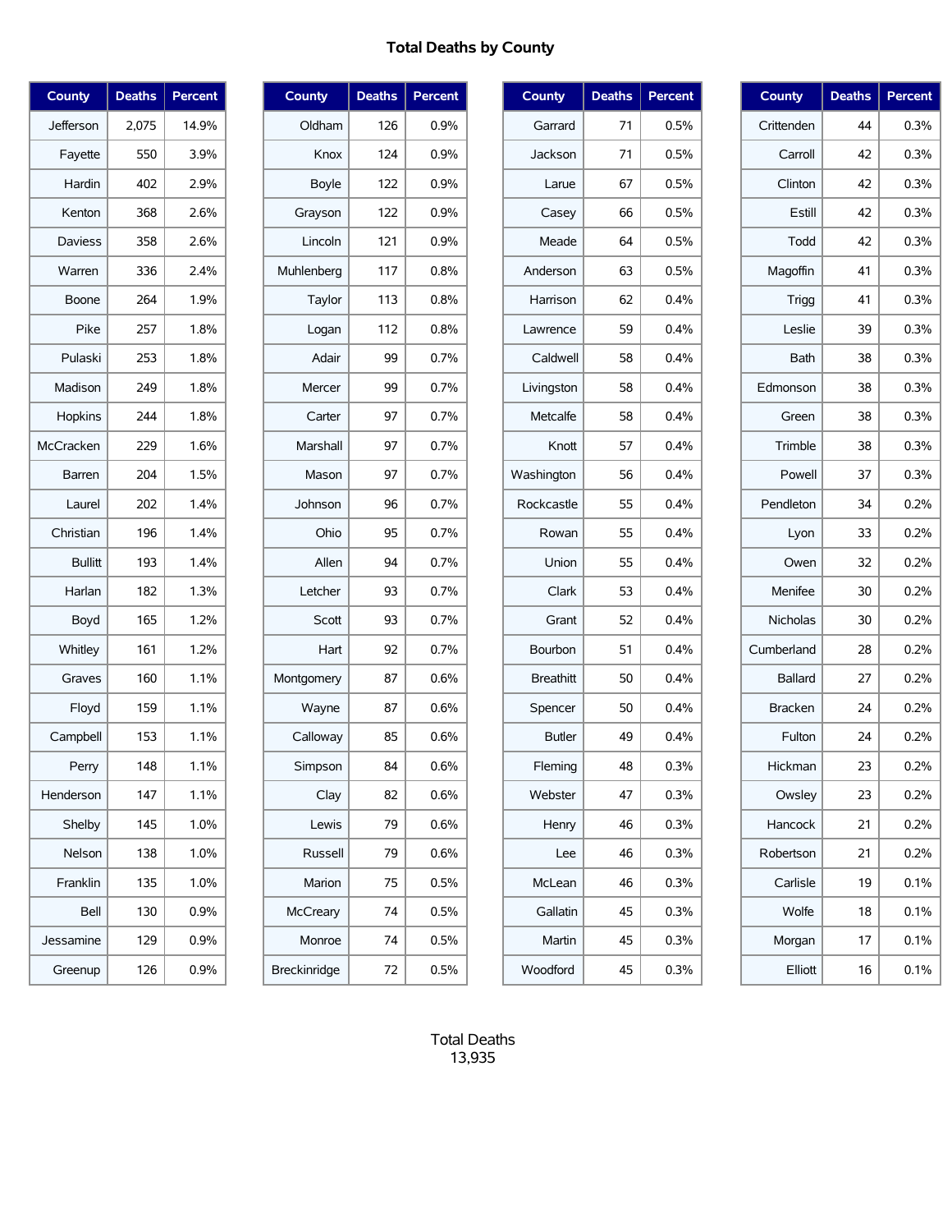# Total Deaths by County

| County | Deaths | Percent |
|---|---|---|
| Jefferson | 2,075 | 14.9% |
| Fayette | 550 | 3.9% |
| Hardin | 402 | 2.9% |
| Kenton | 368 | 2.6% |
| Daviess | 358 | 2.6% |
| Warren | 336 | 2.4% |
| Boone | 264 | 1.9% |
| Pike | 257 | 1.8% |
| Pulaski | 253 | 1.8% |
| Madison | 249 | 1.8% |
| Hopkins | 244 | 1.8% |
| McCracken | 229 | 1.6% |
| Barren | 204 | 1.5% |
| Laurel | 202 | 1.4% |
| Christian | 196 | 1.4% |
| Bullitt | 193 | 1.4% |
| Harlan | 182 | 1.3% |
| Boyd | 165 | 1.2% |
| Whitley | 161 | 1.2% |
| Graves | 160 | 1.1% |
| Floyd | 159 | 1.1% |
| Campbell | 153 | 1.1% |
| Perry | 148 | 1.1% |
| Henderson | 147 | 1.1% |
| Shelby | 145 | 1.0% |
| Nelson | 138 | 1.0% |
| Franklin | 135 | 1.0% |
| Bell | 130 | 0.9% |
| Jessamine | 129 | 0.9% |
| Greenup | 126 | 0.9% |

| County | Deaths | Percent |
|---|---|---|
| Oldham | 126 | 0.9% |
| Knox | 124 | 0.9% |
| Boyle | 122 | 0.9% |
| Grayson | 122 | 0.9% |
| Lincoln | 121 | 0.9% |
| Muhlenberg | 117 | 0.8% |
| Taylor | 113 | 0.8% |
| Logan | 112 | 0.8% |
| Adair | 99 | 0.7% |
| Mercer | 99 | 0.7% |
| Carter | 97 | 0.7% |
| Marshall | 97 | 0.7% |
| Mason | 97 | 0.7% |
| Johnson | 96 | 0.7% |
| Ohio | 95 | 0.7% |
| Allen | 94 | 0.7% |
| Letcher | 93 | 0.7% |
| Scott | 93 | 0.7% |
| Hart | 92 | 0.7% |
| Montgomery | 87 | 0.6% |
| Wayne | 87 | 0.6% |
| Calloway | 85 | 0.6% |
| Simpson | 84 | 0.6% |
| Clay | 82 | 0.6% |
| Lewis | 79 | 0.6% |
| Russell | 79 | 0.6% |
| Marion | 75 | 0.5% |
| McCreary | 74 | 0.5% |
| Monroe | 74 | 0.5% |
| Breckinridge | 72 | 0.5% |

| County | Deaths | Percent |
|---|---|---|
| Garrard | 71 | 0.5% |
| Jackson | 71 | 0.5% |
| Larue | 67 | 0.5% |
| Casey | 66 | 0.5% |
| Meade | 64 | 0.5% |
| Anderson | 63 | 0.5% |
| Harrison | 62 | 0.4% |
| Lawrence | 59 | 0.4% |
| Caldwell | 58 | 0.4% |
| Livingston | 58 | 0.4% |
| Metcalfe | 58 | 0.4% |
| Knott | 57 | 0.4% |
| Washington | 56 | 0.4% |
| Rockcastle | 55 | 0.4% |
| Rowan | 55 | 0.4% |
| Union | 55 | 0.4% |
| Clark | 53 | 0.4% |
| Grant | 52 | 0.4% |
| Bourbon | 51 | 0.4% |
| Breathitt | 50 | 0.4% |
| Spencer | 50 | 0.4% |
| Butler | 49 | 0.4% |
| Fleming | 48 | 0.3% |
| Webster | 47 | 0.3% |
| Henry | 46 | 0.3% |
| Lee | 46 | 0.3% |
| McLean | 46 | 0.3% |
| Gallatin | 45 | 0.3% |
| Martin | 45 | 0.3% |
| Woodford | 45 | 0.3% |

| County | Deaths | Percent |
|---|---|---|
| Crittenden | 44 | 0.3% |
| Carroll | 42 | 0.3% |
| Clinton | 42 | 0.3% |
| Estill | 42 | 0.3% |
| Todd | 42 | 0.3% |
| Magoffin | 41 | 0.3% |
| Trigg | 41 | 0.3% |
| Leslie | 39 | 0.3% |
| Bath | 38 | 0.3% |
| Edmonson | 38 | 0.3% |
| Green | 38 | 0.3% |
| Trimble | 38 | 0.3% |
| Powell | 37 | 0.3% |
| Pendleton | 34 | 0.2% |
| Lyon | 33 | 0.2% |
| Owen | 32 | 0.2% |
| Menifee | 30 | 0.2% |
| Nicholas | 30 | 0.2% |
| Cumberland | 28 | 0.2% |
| Ballard | 27 | 0.2% |
| Bracken | 24 | 0.2% |
| Fulton | 24 | 0.2% |
| Hickman | 23 | 0.2% |
| Owsley | 23 | 0.2% |
| Hancock | 21 | 0.2% |
| Robertson | 21 | 0.2% |
| Carlisle | 19 | 0.1% |
| Wolfe | 18 | 0.1% |
| Morgan | 17 | 0.1% |
| Elliott | 16 | 0.1% |

Total Deaths
13,935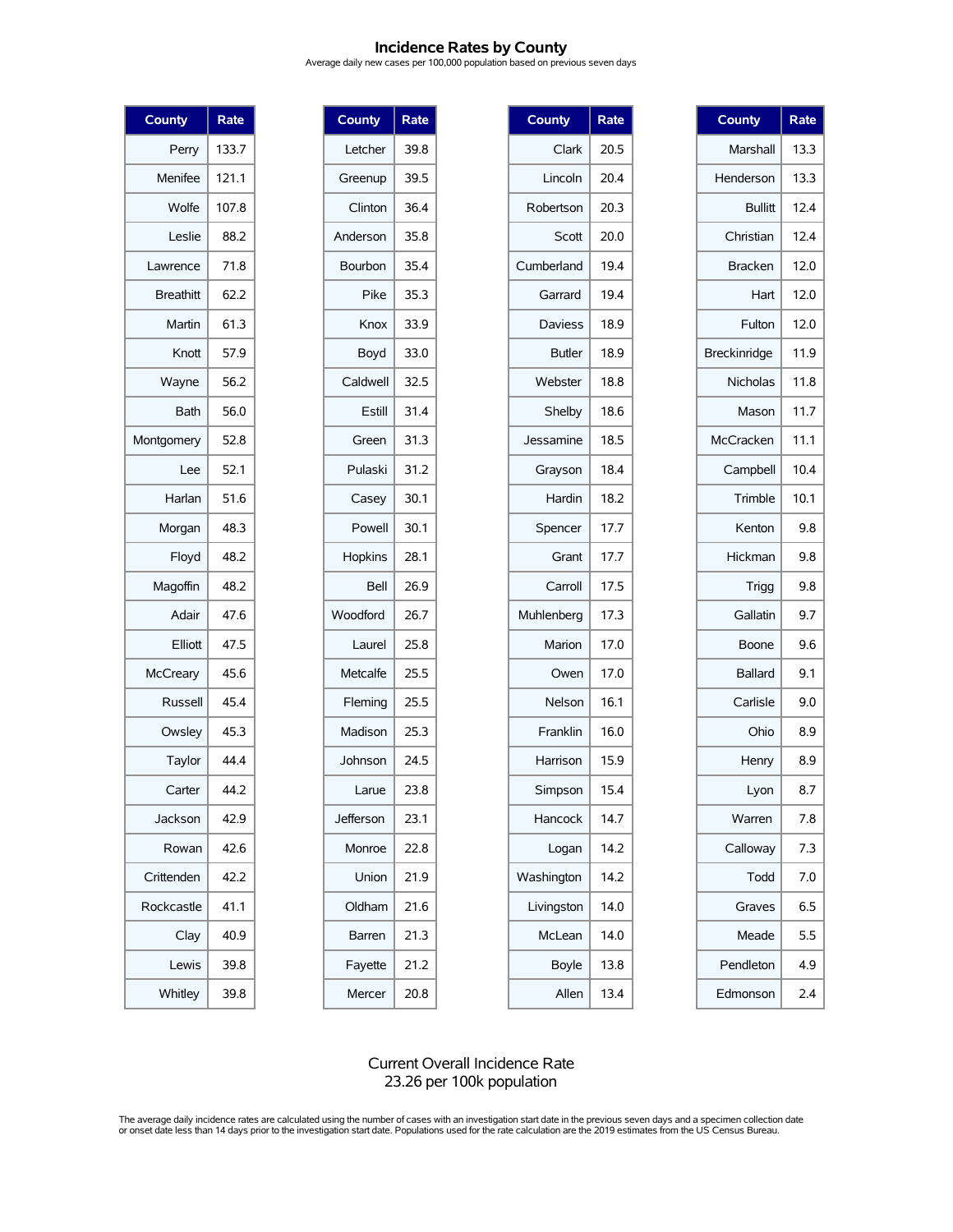## Incidence Rates by County

Average daily new cases per 100,000 population based on previous seven days

| County | Rate |
|---|---|
| Perry | 133.7 |
| Menifee | 121.1 |
| Wolfe | 107.8 |
| Leslie | 88.2 |
| Lawrence | 71.8 |
| Breathitt | 62.2 |
| Martin | 61.3 |
| Knott | 57.9 |
| Wayne | 56.2 |
| Bath | 56.0 |
| Montgomery | 52.8 |
| Lee | 52.1 |
| Harlan | 51.6 |
| Morgan | 48.3 |
| Floyd | 48.2 |
| Magoffin | 48.2 |
| Adair | 47.6 |
| Elliott | 47.5 |
| McCreary | 45.6 |
| Russell | 45.4 |
| Owsley | 45.3 |
| Taylor | 44.4 |
| Carter | 44.2 |
| Jackson | 42.9 |
| Rowan | 42.6 |
| Crittenden | 42.2 |
| Rockcastle | 41.1 |
| Clay | 40.9 |
| Lewis | 39.8 |
| Whitley | 39.8 |

| County | Rate |
|---|---|
| Letcher | 39.8 |
| Greenup | 39.5 |
| Clinton | 36.4 |
| Anderson | 35.8 |
| Bourbon | 35.4 |
| Pike | 35.3 |
| Knox | 33.9 |
| Boyd | 33.0 |
| Caldwell | 32.5 |
| Estill | 31.4 |
| Green | 31.3 |
| Pulaski | 31.2 |
| Casey | 30.1 |
| Powell | 30.1 |
| Hopkins | 28.1 |
| Bell | 26.9 |
| Woodford | 26.7 |
| Laurel | 25.8 |
| Metcalfe | 25.5 |
| Fleming | 25.5 |
| Madison | 25.3 |
| Johnson | 24.5 |
| Larue | 23.8 |
| Jefferson | 23.1 |
| Monroe | 22.8 |
| Union | 21.9 |
| Oldham | 21.6 |
| Barren | 21.3 |
| Fayette | 21.2 |
| Mercer | 20.8 |

| County | Rate |
|---|---|
| Clark | 20.5 |
| Lincoln | 20.4 |
| Robertson | 20.3 |
| Scott | 20.0 |
| Cumberland | 19.4 |
| Garrard | 19.4 |
| Daviess | 18.9 |
| Butler | 18.9 |
| Webster | 18.8 |
| Shelby | 18.6 |
| Jessamine | 18.5 |
| Grayson | 18.4 |
| Hardin | 18.2 |
| Spencer | 17.7 |
| Grant | 17.7 |
| Carroll | 17.5 |
| Muhlenberg | 17.3 |
| Marion | 17.0 |
| Owen | 17.0 |
| Nelson | 16.1 |
| Franklin | 16.0 |
| Harrison | 15.9 |
| Simpson | 15.4 |
| Hancock | 14.7 |
| Logan | 14.2 |
| Washington | 14.2 |
| Livingston | 14.0 |
| McLean | 14.0 |
| Boyle | 13.8 |
| Allen | 13.4 |

| County | Rate |
|---|---|
| Marshall | 13.3 |
| Henderson | 13.3 |
| Bullitt | 12.4 |
| Christian | 12.4 |
| Bracken | 12.0 |
| Hart | 12.0 |
| Fulton | 12.0 |
| Breckinridge | 11.9 |
| Nicholas | 11.8 |
| Mason | 11.7 |
| McCracken | 11.1 |
| Campbell | 10.4 |
| Trimble | 10.1 |
| Kenton | 9.8 |
| Hickman | 9.8 |
| Trigg | 9.8 |
| Gallatin | 9.7 |
| Boone | 9.6 |
| Ballard | 9.1 |
| Carlisle | 9.0 |
| Ohio | 8.9 |
| Henry | 8.9 |
| Lyon | 8.7 |
| Warren | 7.8 |
| Calloway | 7.3 |
| Todd | 7.0 |
| Graves | 6.5 |
| Meade | 5.5 |
| Pendleton | 4.9 |
| Edmonson | 2.4 |

Current Overall Incidence Rate
23.26 per 100k population

The average daily incidence rates are calculated using the number of cases with an investigation start date in the previous seven days and a specimen collection date or onset date less than 14 days prior to the investigation start date. Populations used for the rate calculation are the 2019 estimates from the US Census Bureau.